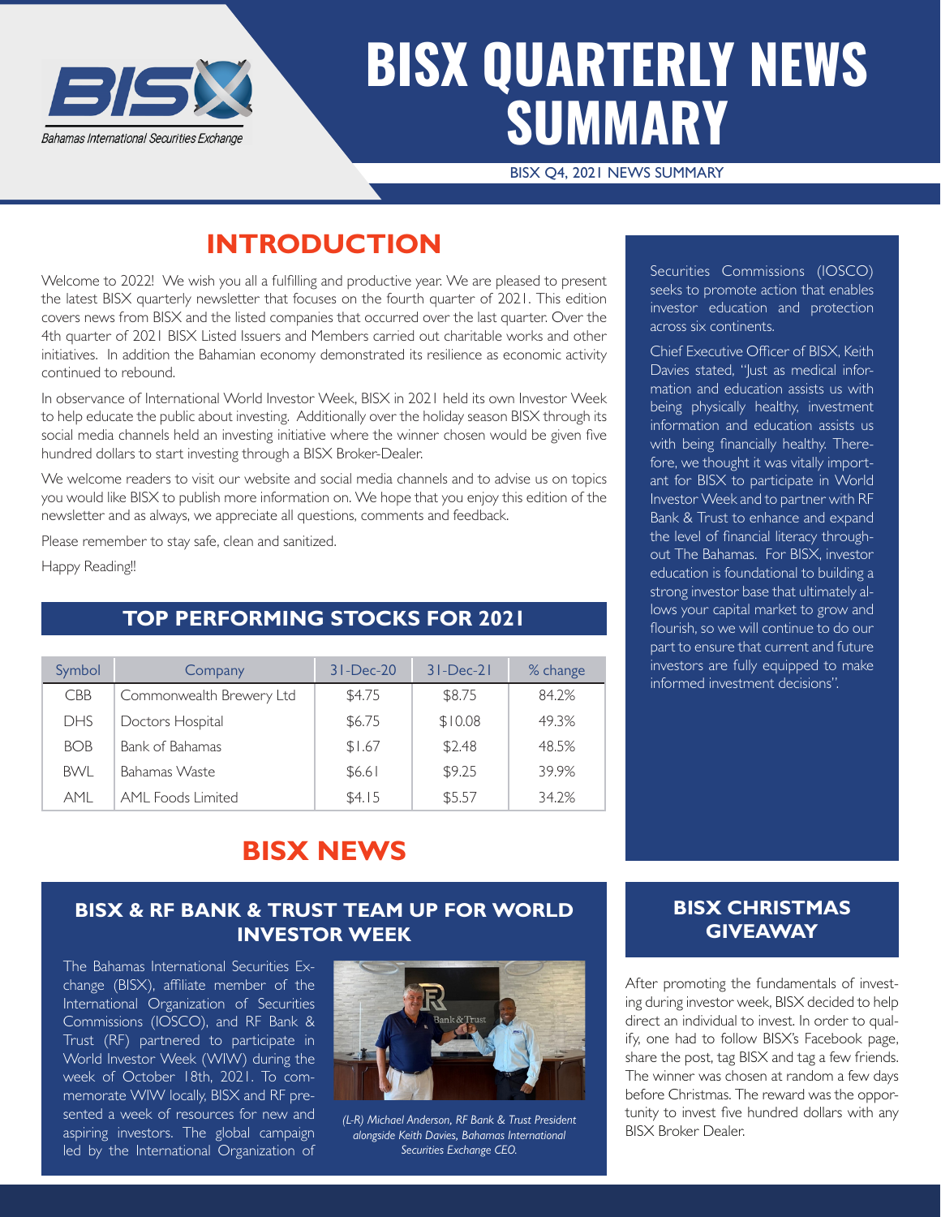# BISX QUARTERLY NEWS SUMMARY

BISX Q4, 2021 NEWS SUMMARY

## INTRODUCTION

Welcome to 2022! We wish you all a fulfilling and productive year. We are pleased to present the latest BISX quarterly newsletter that focuses on the fourth quarter of 2021. This edition covers news from BISX and the listed companies that occurred over the last quarter. Over the 4th quarter of 2021 BISX Listed Issuers and Members carried out charitable works and other initiatives. In addition the Bahamian economy demonstrated its resilience as economic activity continued to rebound.

In observance of International World Investor Week, BISX in 2021 held its own Investor Week to help educate the public about investing. Additionally over the holiday season BISX through its social media channels held an investing initiative where the winner chosen would be given five hundred dollars to start investing through a BISX Broker-Dealer.

We welcome readers to visit our website and social media channels and to advise us on topics you would like BISX to publish more information on. We hope that you enjoy this edition of the newsletter and as always, we appreciate all questions, comments and feedback.

Please remember to stay safe, clean and sanitized.

Happy Reading!!

## TOP PERFORMING STOCKS FOR 2021

| Symbol | Company | 31-Dec-20 | 31-Dec-21 | % change |
|---|---|---|---|---|
| CBB | Commonwealth Brewery Ltd | $4.75 | $8.75 | 84.2% |
| DHS | Doctors Hospital | $6.75 | $10.08 | 49.3% |
| BOB | Bank of Bahamas | $1.67 | $2.48 | 48.5% |
| BWL | Bahamas Waste | $6.61 | $9.25 | 39.9% |
| AML | AML Foods Limited | $4.15 | $5.57 | 34.2% |

## BISX NEWS

### BISX & RF BANK & TRUST TEAM UP FOR WORLD INVESTOR WEEK

The Bahamas International Securities Exchange (BISX), affiliate member of the International Organization of Securities Commissions (IOSCO), and RF Bank & Trust (RF) partnered to participate in World Investor Week (WIW) during the week of October 18th, 2021. To commemorate WIW locally, BISX and RF presented a week of resources for new and aspiring investors. The global campaign led by the International Organization of Securities Commissions (IOSCO) seeks to promote action that enables investor education and protection across six continents.

*(L-R) Michael Anderson, RF Bank & Trust President alongside Keith Davies, Bahamas International Securities Exchange CEO.*

Chief Executive Officer of BISX, Keith Davies stated, "Just as medical information and education assists us with being physically healthy, investment information and education assists us with being financially healthy. Therefore, we thought it was vitally important for BISX to participate in World Investor Week and to partner with RF Bank & Trust to enhance and expand the level of financial literacy throughout The Bahamas. For BISX, investor education is foundational to building a strong investor base that ultimately allows your capital market to grow and flourish, so we will continue to do our part to ensure that current and future investors are fully equipped to make informed investment decisions".

### BISX CHRISTMAS GIVEAWAY

After promoting the fundamentals of investing during investor week, BISX decided to help direct an individual to invest. In order to qualify, one had to follow BISX's Facebook page, share the post, tag BISX and tag a few friends. The winner was chosen at random a few days before Christmas. The reward was the opportunity to invest five hundred dollars with any BISX Broker Dealer.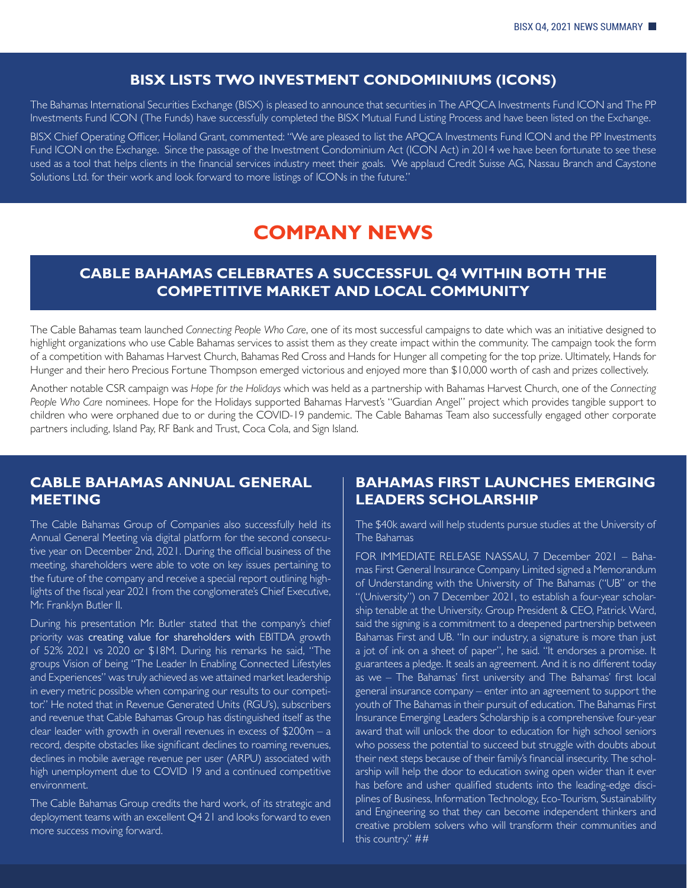## BISX LISTS TWO INVESTMENT CONDOMINIUMS (ICONS)

The Bahamas International Securities Exchange (BISX) is pleased to announce that securities in The APQCA Investments Fund ICON and The PP Investments Fund ICON (The Funds) have successfully completed the BISX Mutual Fund Listing Process and have been listed on the Exchange.

BISX Chief Operating Officer, Holland Grant, commented: "We are pleased to list the APQCA Investments Fund ICON and the PP Investments Fund ICON on the Exchange. Since the passage of the Investment Condominium Act (ICON Act) in 2014 we have been fortunate to see these used as a tool that helps clients in the financial services industry meet their goals. We applaud Credit Suisse AG, Nassau Branch and Caystone Solutions Ltd. for their work and look forward to more listings of ICONs in the future."

# COMPANY NEWS

## CABLE BAHAMAS CELEBRATES A SUCCESSFUL Q4 WITHIN BOTH THE COMPETITIVE MARKET AND LOCAL COMMUNITY

The Cable Bahamas team launched *Connecting People Who Care*, one of its most successful campaigns to date which was an initiative designed to highlight organizations who use Cable Bahamas services to assist them as they create impact within the community. The campaign took the form of a competition with Bahamas Harvest Church, Bahamas Red Cross and Hands for Hunger all competing for the top prize. Ultimately, Hands for Hunger and their hero Precious Fortune Thompson emerged victorious and enjoyed more than $10,000 worth of cash and prizes collectively.

Another notable CSR campaign was *Hope for the Holidays* which was held as a partnership with Bahamas Harvest Church, one of the *Connecting People Who Care* nominees. Hope for the Holidays supported Bahamas Harvest's "Guardian Angel" project which provides tangible support to children who were orphaned due to or during the COVID-19 pandemic. The Cable Bahamas Team also successfully engaged other corporate partners including, Island Pay, RF Bank and Trust, Coca Cola, and Sign Island.

## CABLE BAHAMAS ANNUAL GENERAL MEETING

The Cable Bahamas Group of Companies also successfully held its Annual General Meeting via digital platform for the second consecutive year on December 2nd, 2021. During the official business of the meeting, shareholders were able to vote on key issues pertaining to the future of the company and receive a special report outlining highlights of the fiscal year 2021 from the conglomerate's Chief Executive, Mr. Franklyn Butler II.

During his presentation Mr. Butler stated that the company's chief priority was creating value for shareholders with EBITDA growth of 52% 2021 vs 2020 or $18M. During his remarks he said, "The groups Vision of being "The Leader In Enabling Connected Lifestyles and Experiences" was truly achieved as we attained market leadership in every metric possible when comparing our results to our competitor." He noted that in Revenue Generated Units (RGU's), subscribers and revenue that Cable Bahamas Group has distinguished itself as the clear leader with growth in overall revenues in excess of $200m – a record, despite obstacles like significant declines to roaming revenues, declines in mobile average revenue per user (ARPU) associated with high unemployment due to COVID 19 and a continued competitive environment.

The Cable Bahamas Group credits the hard work, of its strategic and deployment teams with an excellent Q4 21 and looks forward to even more success moving forward.

## BAHAMAS FIRST LAUNCHES EMERGING LEADERS SCHOLARSHIP

The $40k award will help students pursue studies at the University of The Bahamas

FOR IMMEDIATE RELEASE NASSAU, 7 December 2021 – Bahamas First General Insurance Company Limited signed a Memorandum of Understanding with the University of The Bahamas ("UB" or the "(University") on 7 December 2021, to establish a four-year scholarship tenable at the University. Group President & CEO, Patrick Ward, said the signing is a commitment to a deepened partnership between Bahamas First and UB. "In our industry, a signature is more than just a jot of ink on a sheet of paper", he said. "It endorses a promise. It guarantees a pledge. It seals an agreement. And it is no different today as we – The Bahamas' first university and The Bahamas' first local general insurance company – enter into an agreement to support the youth of The Bahamas in their pursuit of education. The Bahamas First Insurance Emerging Leaders Scholarship is a comprehensive four-year award that will unlock the door to education for high school seniors who possess the potential to succeed but struggle with doubts about their next steps because of their family's financial insecurity. The scholarship will help the door to education swing open wider than it ever has before and usher qualified students into the leading-edge disciplines of Business, Information Technology, Eco-Tourism, Sustainability and Engineering so that they can become independent thinkers and creative problem solvers who will transform their communities and this country." ##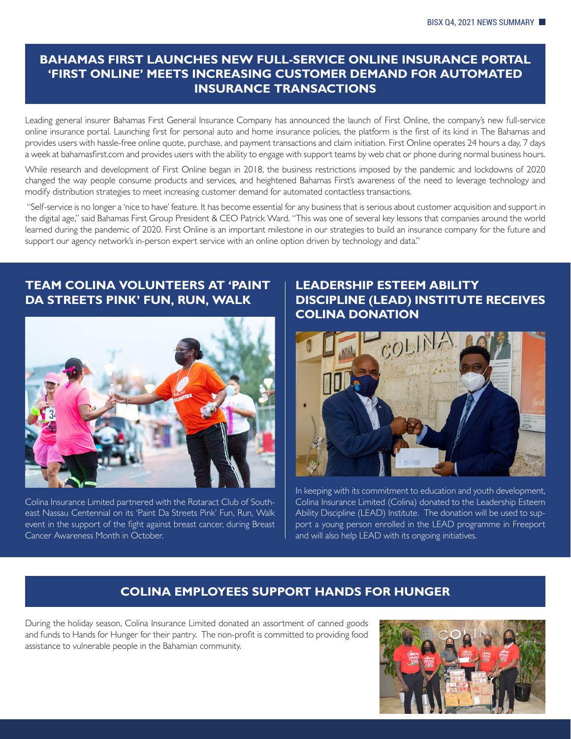## BAHAMAS FIRST LAUNCHES NEW FULL-SERVICE ONLINE INSURANCE PORTAL 'FIRST ONLINE' MEETS INCREASING CUSTOMER DEMAND FOR AUTOMATED INSURANCE TRANSACTIONS

Leading general insurer Bahamas First General Insurance Company has announced the launch of First Online, the company's new full-service online insurance portal. Launching first for personal auto and home insurance policies, the platform is the first of its kind in The Bahamas and provides users with hassle-free online quote, purchase, and payment transactions and claim initiation. First Online operates 24 hours a day, 7 days a week at bahamasfirst.com and provides users with the ability to engage with support teams by web chat or phone during normal business hours.

While research and development of First Online began in 2018, the business restrictions imposed by the pandemic and lockdowns of 2020 changed the way people consume products and services, and heightened Bahamas First's awareness of the need to leverage technology and modify distribution strategies to meet increasing customer demand for automated contactless transactions.

"Self-service is no longer a 'nice to have' feature. It has become essential for any business that is serious about customer acquisition and support in the digital age," said Bahamas First Group President & CEO Patrick Ward. "This was one of several key lessons that companies around the world learned during the pandemic of 2020. First Online is an important milestone in our strategies to build an insurance company for the future and support our agency network's in-person expert service with an online option driven by technology and data."

## TEAM COLINA VOLUNTEERS AT 'PAINT DA STREETS PINK' FUN, RUN, WALK

Colina Insurance Limited partnered with the Rotaract Club of Southeast Nassau Centennial on its 'Paint Da Streets Pink' Fun, Run, Walk event in the support of the fight against breast cancer, during Breast Cancer Awareness Month in October.

## LEADERSHIP ESTEEM ABILITY DISCIPLINE (LEAD) INSTITUTE RECEIVES COLINA DONATION

In keeping with its commitment to education and youth development, Colina Insurance Limited (Colina) donated to the Leadership Esteem Ability Discipline (LEAD) Institute. The donation will be used to support a young person enrolled in the LEAD programme in Freeport and will also help LEAD with its ongoing initiatives.

## COLINA EMPLOYEES SUPPORT HANDS FOR HUNGER

During the holiday season, Colina Insurance Limited donated an assortment of canned goods and funds to Hands for Hunger for their pantry. The non-profit is committed to providing food assistance to vulnerable people in the Bahamian community.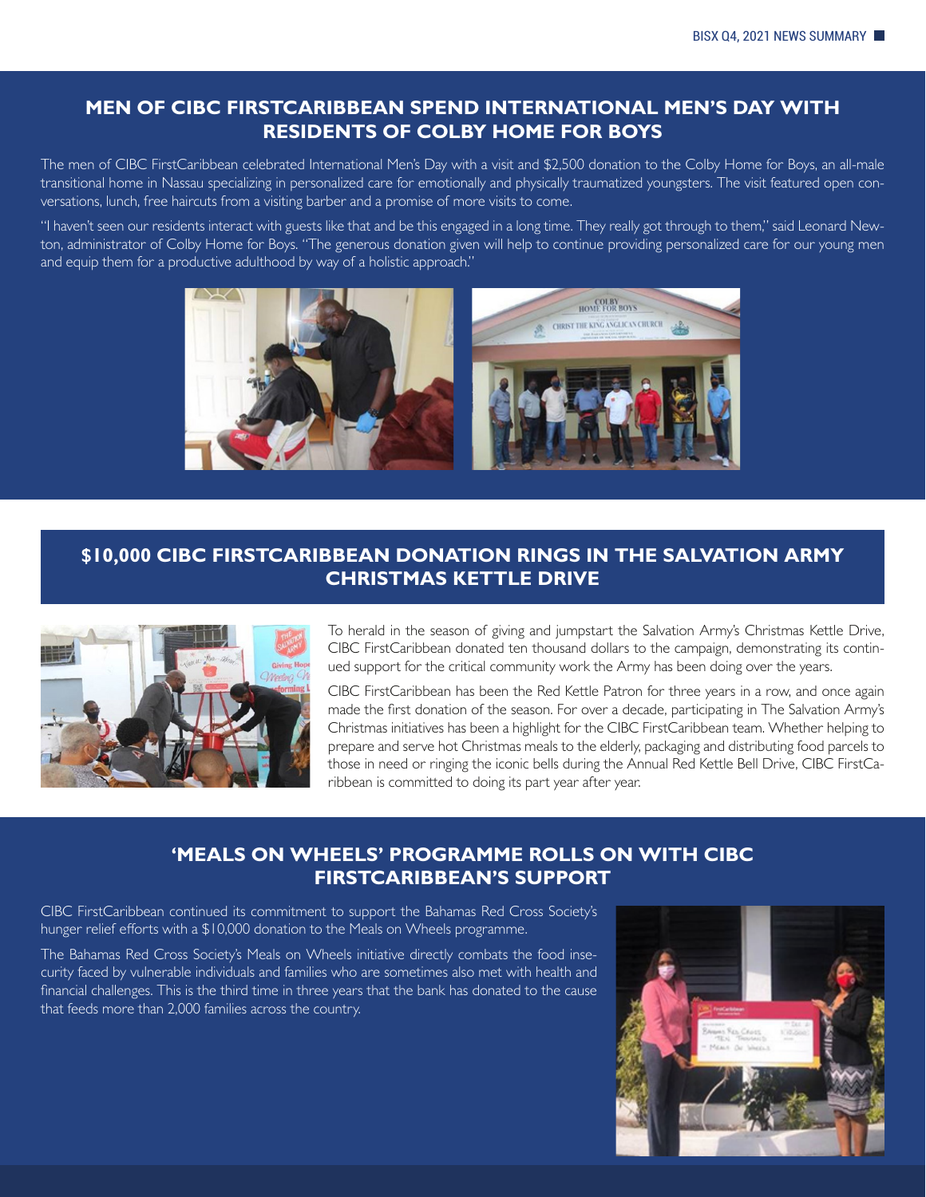## MEN OF CIBC FIRSTCARIBBEAN SPEND INTERNATIONAL MEN'S DAY WITH RESIDENTS OF COLBY HOME FOR BOYS

The men of CIBC FirstCaribbean celebrated International Men's Day with a visit and $2,500 donation to the Colby Home for Boys, an all-male transitional home in Nassau specializing in personalized care for emotionally and physically traumatized youngsters. The visit featured open conversations, lunch, free haircuts from a visiting barber and a promise of more visits to come.

"I haven't seen our residents interact with guests like that and be this engaged in a long time. They really got through to them," said Leonard Newton, administrator of Colby Home for Boys. "The generous donation given will help to continue providing personalized care for our young men and equip them for a productive adulthood by way of a holistic approach."

## $10,000 CIBC FIRSTCARIBBEAN DONATION RINGS IN THE SALVATION ARMY CHRISTMAS KETTLE DRIVE

To herald in the season of giving and jumpstart the Salvation Army's Christmas Kettle Drive, CIBC FirstCaribbean donated ten thousand dollars to the campaign, demonstrating its continued support for the critical community work the Army has been doing over the years.

CIBC FirstCaribbean has been the Red Kettle Patron for three years in a row, and once again made the first donation of the season. For over a decade, participating in The Salvation Army's Christmas initiatives has been a highlight for the CIBC FirstCaribbean team. Whether helping to prepare and serve hot Christmas meals to the elderly, packaging and distributing food parcels to those in need or ringing the iconic bells during the Annual Red Kettle Bell Drive, CIBC FirstCaribbean is committed to doing its part year after year.

## 'MEALS ON WHEELS' PROGRAMME ROLLS ON WITH CIBC FIRSTCARIBBEAN'S SUPPORT

CIBC FirstCaribbean continued its commitment to support the Bahamas Red Cross Society's hunger relief efforts with a $10,000 donation to the Meals on Wheels programme.

The Bahamas Red Cross Society's Meals on Wheels initiative directly combats the food insecurity faced by vulnerable individuals and families who are sometimes also met with health and financial challenges. This is the third time in three years that the bank has donated to the cause that feeds more than 2,000 families across the country.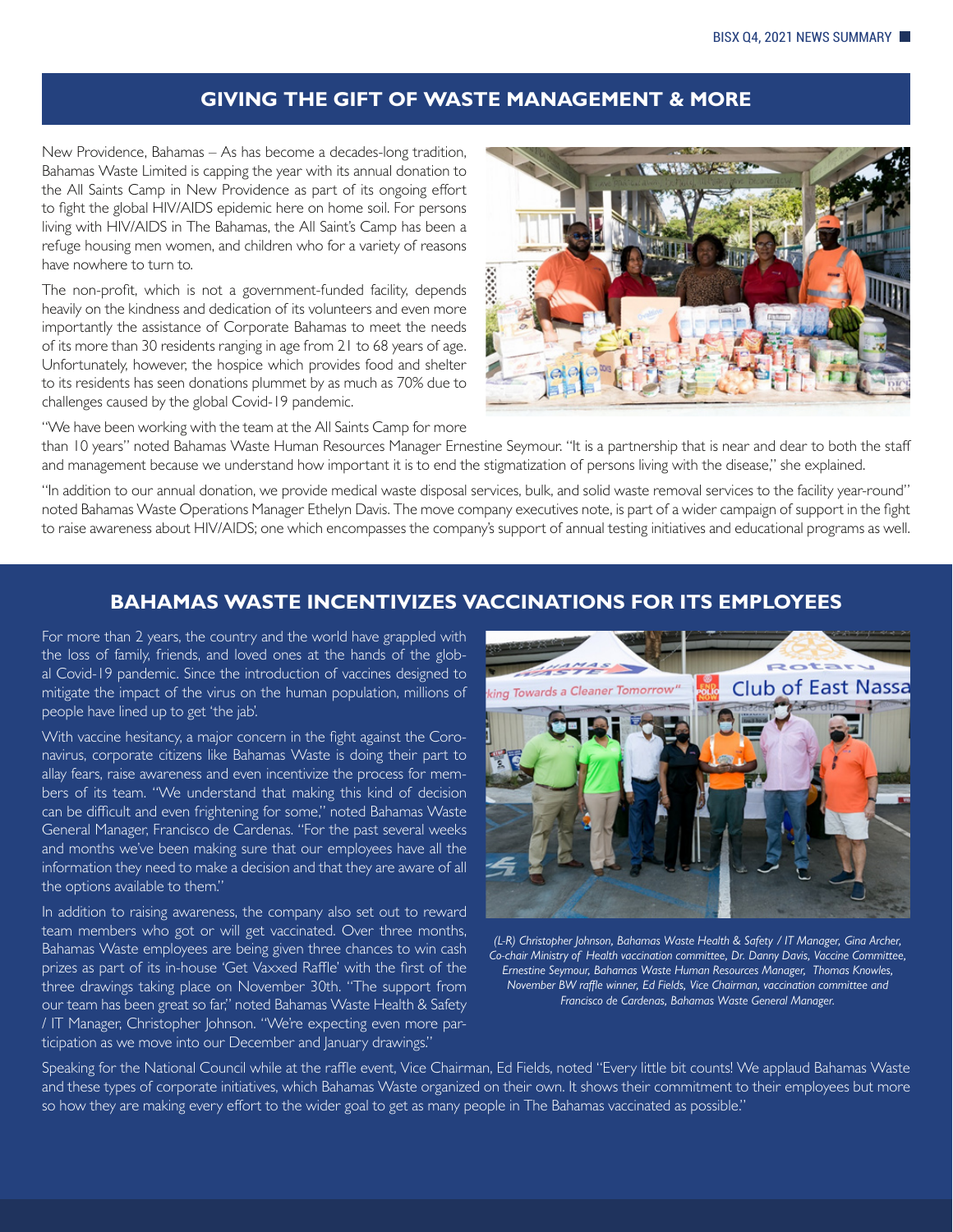## GIVING THE GIFT OF WASTE MANAGEMENT & MORE

New Providence, Bahamas – As has become a decades-long tradition, Bahamas Waste Limited is capping the year with its annual donation to the All Saints Camp in New Providence as part of its ongoing effort to fight the global HIV/AIDS epidemic here on home soil. For persons living with HIV/AIDS in The Bahamas, the All Saint's Camp has been a refuge housing men women, and children who for a variety of reasons have nowhere to turn to.

The non-profit, which is not a government-funded facility, depends heavily on the kindness and dedication of its volunteers and even more importantly the assistance of Corporate Bahamas to meet the needs of its more than 30 residents ranging in age from 21 to 68 years of age. Unfortunately, however, the hospice which provides food and shelter to its residents has seen donations plummet by as much as 70% due to challenges caused by the global Covid-19 pandemic.

"We have been working with the team at the All Saints Camp for more than 10 years" noted Bahamas Waste Human Resources Manager Ernestine Seymour. "It is a partnership that is near and dear to both the staff and management because we understand how important it is to end the stigmatization of persons living with the disease," she explained.

"In addition to our annual donation, we provide medical waste disposal services, bulk, and solid waste removal services to the facility year-round" noted Bahamas Waste Operations Manager Ethelyn Davis. The move company executives note, is part of a wider campaign of support in the fight to raise awareness about HIV/AIDS; one which encompasses the company's support of annual testing initiatives and educational programs as well.

## BAHAMAS WASTE INCENTIVIZES VACCINATIONS FOR ITS EMPLOYEES

For more than 2 years, the country and the world have grappled with the loss of family, friends, and loved ones at the hands of the global Covid-19 pandemic. Since the introduction of vaccines designed to mitigate the impact of the virus on the human population, millions of people have lined up to get 'the jab'.

With vaccine hesitancy, a major concern in the fight against the Coronavirus, corporate citizens like Bahamas Waste is doing their part to allay fears, raise awareness and even incentivize the process for members of its team. "We understand that making this kind of decision can be difficult and even frightening for some," noted Bahamas Waste General Manager, Francisco de Cardenas. "For the past several weeks and months we've been making sure that our employees have all the information they need to make a decision and that they are aware of all the options available to them."

In addition to raising awareness, the company also set out to reward team members who got or will get vaccinated. Over three months, Bahamas Waste employees are being given three chances to win cash prizes as part of its in-house 'Get Vaxxed Raffle' with the first of the three drawings taking place on November 30th. "The support from our team has been great so far," noted Bahamas Waste Health & Safety / IT Manager, Christopher Johnson. "We're expecting even more participation as we move into our December and January drawings."

*(L-R) Christopher Johnson, Bahamas Waste Health & Safety / IT Manager, Gina Archer, Co-chair Ministry of Health vaccination committee, Dr. Danny Davis, Vaccine Committee, Ernestine Seymour, Bahamas Waste Human Resources Manager, Thomas Knowles, November BW raffle winner, Ed Fields, Vice Chairman, vaccination committee and Francisco de Cardenas, Bahamas Waste General Manager.*

Speaking for the National Council while at the raffle event, Vice Chairman, Ed Fields, noted "Every little bit counts! We applaud Bahamas Waste and these types of corporate initiatives, which Bahamas Waste organized on their own. It shows their commitment to their employees but more so how they are making every effort to the wider goal to get as many people in The Bahamas vaccinated as possible."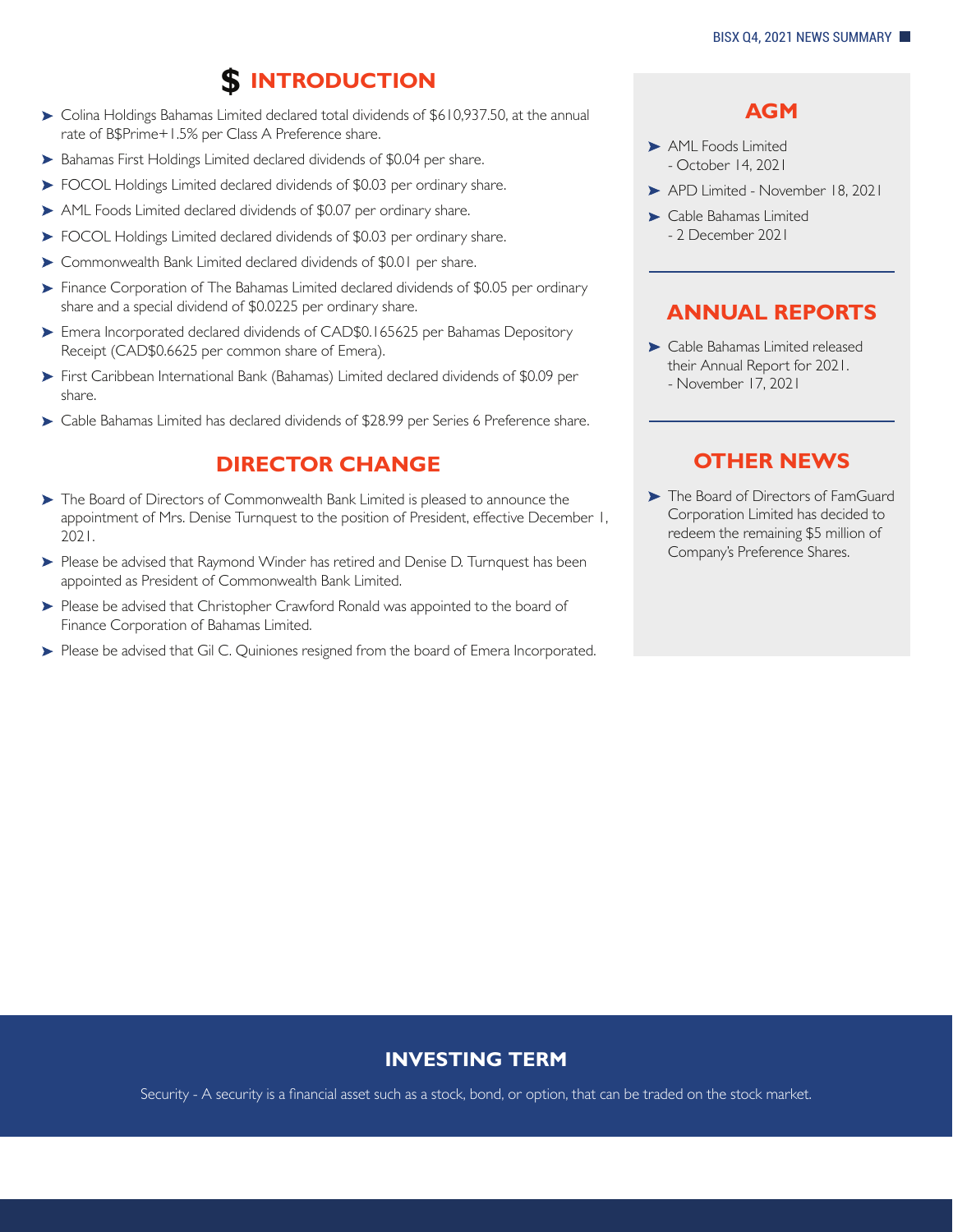## $ INTRODUCTION

- Colina Holdings Bahamas Limited declared total dividends of $610,937.50, at the annual rate of B$Prime+1.5% per Class A Preference share.
- Bahamas First Holdings Limited declared dividends of $0.04 per share.
- FOCOL Holdings Limited declared dividends of $0.03 per ordinary share.
- AML Foods Limited declared dividends of $0.07 per ordinary share.
- FOCOL Holdings Limited declared dividends of $0.03 per ordinary share.
- Commonwealth Bank Limited declared dividends of $0.01 per share.
- Finance Corporation of The Bahamas Limited declared dividends of $0.05 per ordinary share and a special dividend of $0.0225 per ordinary share.
- Emera Incorporated declared dividends of CAD$0.165625 per Bahamas Depository Receipt (CAD$0.6625 per common share of Emera).
- First Caribbean International Bank (Bahamas) Limited declared dividends of $0.09 per share.
- Cable Bahamas Limited has declared dividends of $28.99 per Series 6 Preference share.

## DIRECTOR CHANGE

- The Board of Directors of Commonwealth Bank Limited is pleased to announce the appointment of Mrs. Denise Turnquest to the position of President, effective December 1, 2021.
- Please be advised that Raymond Winder has retired and Denise D. Turnquest has been appointed as President of Commonwealth Bank Limited.
- Please be advised that Christopher Crawford Ronald was appointed to the board of Finance Corporation of Bahamas Limited.
- Please be advised that Gil C. Quiniones resigned from the board of Emera Incorporated.

## AGM

- AML Foods Limited
  - October 14, 2021
- APD Limited - November 18, 2021
- Cable Bahamas Limited
  - 2 December 2021

## ANNUAL REPORTS

- Cable Bahamas Limited released their Annual Report for 2021.
  - November 17, 2021

## OTHER NEWS

- The Board of Directors of FamGuard Corporation Limited has decided to redeem the remaining $5 million of Company's Preference Shares.

## INVESTING TERM

Security - A security is a financial asset such as a stock, bond, or option, that can be traded on the stock market.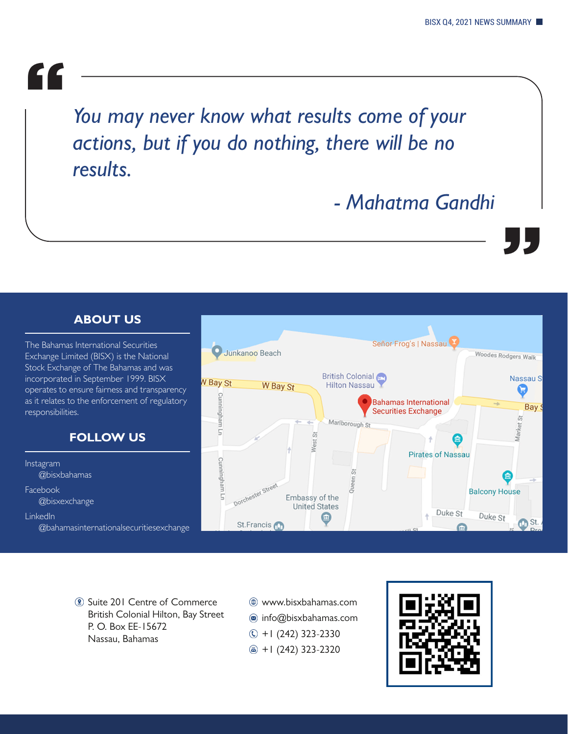> *You may never know what results come of your actions, but if you do nothing, there will be no results.*
>
> *- Mahatma Gandhi*

## ABOUT US

The Bahamas International Securities Exchange Limited (BISX) is the National Stock Exchange of The Bahamas and was incorporated in September 1999. BISX operates to ensure fairness and transparency as it relates to the enforcement of regulatory responsibilities.

## FOLLOW US

Instagram
@bisxbahamas

Facebook
@bisxexchange

LinkedIn
@bahamasinternationalsecuritiesexchange

Suite 201 Centre of Commerce
British Colonial Hilton, Bay Street
P. O. Box EE-15672
Nassau, Bahamas

www.bisxbahamas.com
info@bisxbahamas.com
+1 (242) 323-2330
+1 (242) 323-2320